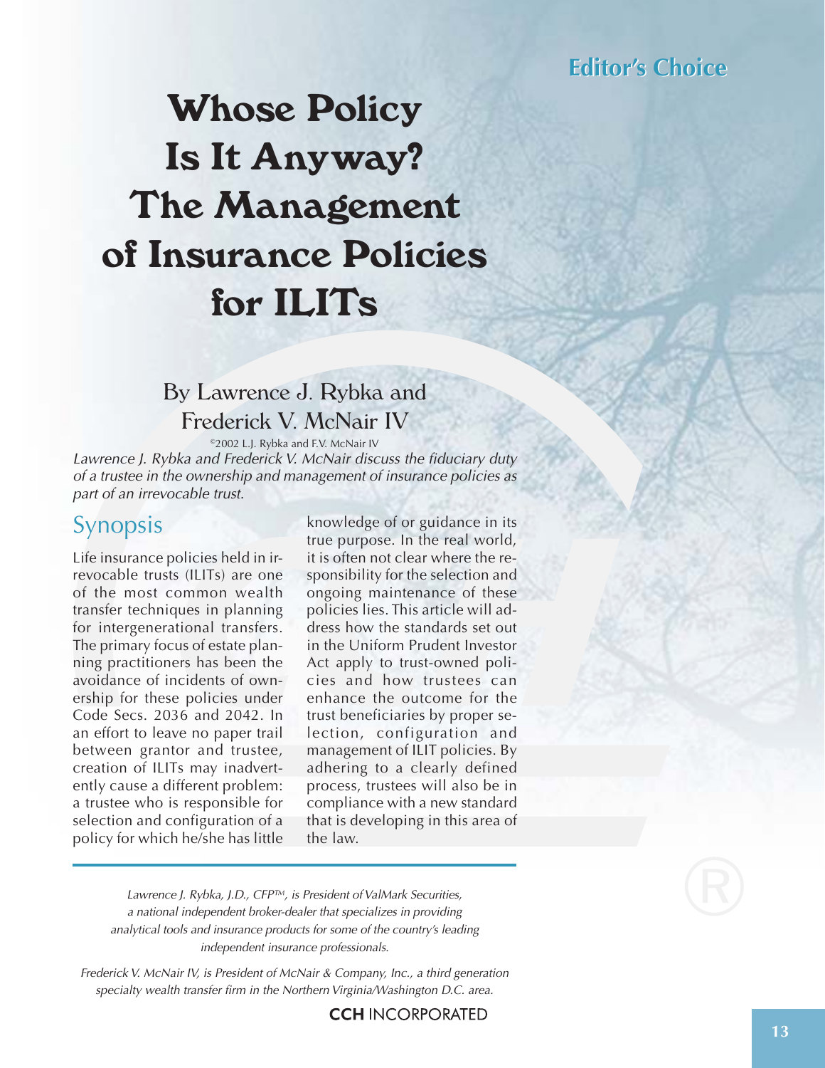Editor's Choice

# Whose Policy Is It Anyway? The Management of Insurance Policies for ILITs

By Lawrence J. Rybka and Frederick V. McNair IV

©2002 L.J. Rybka and F.V. McNair IV

*Lawrence J. Rybka and Frederick V. McNair discuss the fiduciary duty of a trustee in the ownership and management of insurance policies as part of an irrevocable trust.*

## Synopsis

Life insurance policies held in irrevocable trusts (ILITs) are one of the most common wealth transfer techniques in planning for intergenerational transfers. The primary focus of estate planning practitioners has been the avoidance of incidents of ownership for these policies under Code Secs. 2036 and 2042. In an effort to leave no paper trail between grantor and trustee, creation of ILITs may inadvertently cause a different problem: a trustee who is responsible for selection and configuration of a policy for which he/she has little knowledge of or guidance in its true purpose. In the real world, it is often not clear where the responsibility for the selection and ongoing maintenance of these policies lies. This article will address how the standards set out in the Uniform Prudent Investor Act apply to trust-owned policies and how trustees can enhance the outcome for the trust beneficiaries by proper selection, configuration and management of ILIT policies. By adhering to a clearly defined process, trustees will also be in compliance with a new standard that is developing in this area of the law.

---

*Lawrence J. Rybka, J.D., CFP™, is President of ValMark Securities, a national independent broker-dealer that specializes in providing analytical tools and insurance products for some of the country's leading independent insurance professionals.*

*Frederick V. McNair IV, is President of McNair & Company, Inc., a third generation specialty wealth transfer firm in the Northern Virginia/Washington D.C. area.*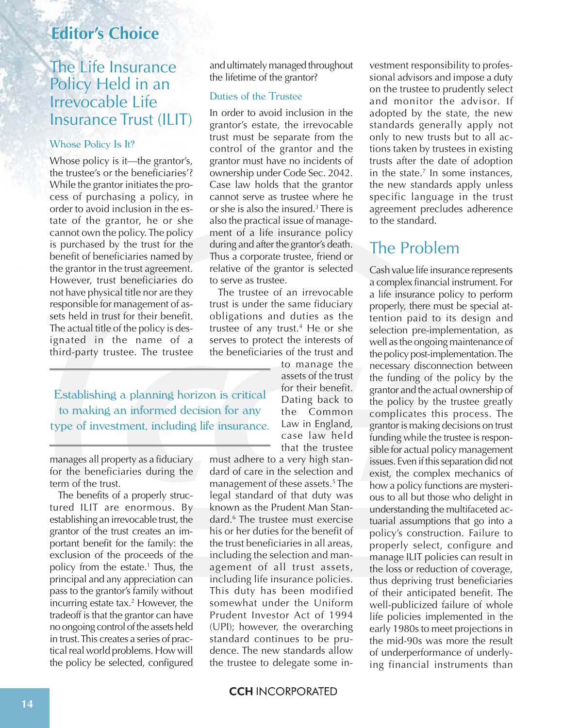## Editor's Choice

# The Life Insurance Policy Held in an Irrevocable Life Insurance Trust (ILIT)

### Whose Policy Is It?

Whose policy is it—the grantor's, the trustee's or the beneficiaries'? While the grantor initiates the process of purchasing a policy, in order to avoid inclusion in the estate of the grantor, he or she cannot own the policy. The policy is purchased by the trust for the benefit of beneficiaries named by the grantor in the trust agreement. However, trust beneficiaries do not have physical title nor are they responsible for management of assets held in trust for their benefit. The actual title of the policy is designated in the name of a third-party trustee. The trustee manages all property as a fiduciary for the beneficiaries during the term of the trust.

The benefits of a properly structured ILIT are enormous. By establishing an irrevocable trust, the grantor of the trust creates an important benefit for the family: the exclusion of the proceeds of the policy from the estate.[1] Thus, the principal and any appreciation can pass to the grantor's family without incurring estate tax.[2] However, the tradeoff is that the grantor can have no ongoing control of the assets held in trust. This creates a series of practical real world problems. How will the policy be selected, configured and ultimately managed throughout the lifetime of the grantor?

### Duties of the Trustee

In order to avoid inclusion in the grantor's estate, the irrevocable trust must be separate from the control of the grantor and the grantor must have no incidents of ownership under Code Sec. 2042. Case law holds that the grantor cannot serve as trustee where he or she is also the insured.[3] There is also the practical issue of management of a life insurance policy during and after the grantor's death. Thus a corporate trustee, friend or relative of the grantor is selected to serve as trustee.

The trustee of an irrevocable trust is under the same fiduciary obligations and duties as the trustee of any trust.[4] He or she serves to protect the interests of the beneficiaries of the trust and to manage the assets of the trust for their benefit. Dating back to the Common Law in England, case law held that the trustee must adhere to a very high standard of care in the selection and management of these assets.[5] The legal standard of that duty was known as the Prudent Man Standard.[6] The trustee must exercise his or her duties for the benefit of the trust beneficiaries in all areas, including the selection and management of all trust assets, including life insurance policies. This duty has been modified somewhat under the Uniform Prudent Investor Act of 1994 (UPI); however, the overarching standard continues to be prudence. The new standards allow the trustee to delegate some investment responsibility to professional advisors and impose a duty on the trustee to prudently select and monitor the advisor. If adopted by the state, the new standards generally apply not only to new trusts but to all actions taken by trustees in existing trusts after the date of adoption in the state.[7] In some instances, the new standards apply unless specific language in the trust agreement precludes adherence to the standard.

> Establishing a planning horizon is critical to making an informed decision for any type of investment, including life insurance.

## The Problem

Cash value life insurance represents a complex financial instrument. For a life insurance policy to perform properly, there must be special attention paid to its design and selection pre-implementation, as well as the ongoing maintenance of the policy post-implementation. The necessary disconnection between the funding of the policy by the grantor and the actual ownership of the policy by the trustee greatly complicates this process. The grantor is making decisions on trust funding while the trustee is responsible for actual policy management issues. Even if this separation did not exist, the complex mechanics of how a policy functions are mysterious to all but those who delight in understanding the multifaceted actuarial assumptions that go into a policy's construction. Failure to properly select, configure and manage ILIT policies can result in the loss or reduction of coverage, thus depriving trust beneficiaries of their anticipated benefit. The well-publicized failure of whole life policies implemented in the early 1980s to meet projections in the mid-90s was more the result of underperformance of underlying financial instruments than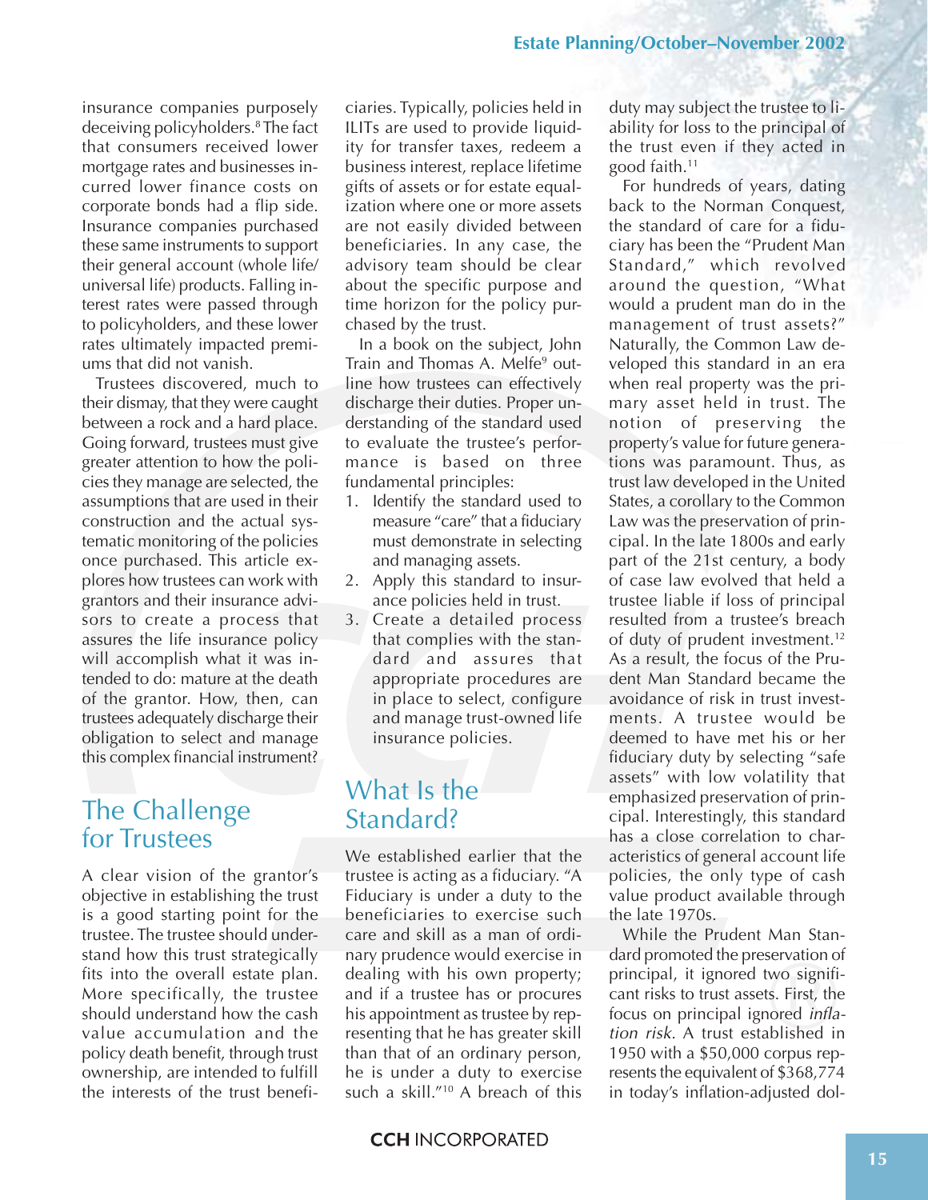insurance companies purposely deceiving policyholders.[8] The fact that consumers received lower mortgage rates and businesses incurred lower finance costs on corporate bonds had a flip side. Insurance companies purchased these same instruments to support their general account (whole life/universal life) products. Falling interest rates were passed through to policyholders, and these lower rates ultimately impacted premiums that did not vanish.

Trustees discovered, much to their dismay, that they were caught between a rock and a hard place. Going forward, trustees must give greater attention to how the policies they manage are selected, the assumptions that are used in their construction and the actual systematic monitoring of the policies once purchased. This article explores how trustees can work with grantors and their insurance advisors to create a process that assures the life insurance policy will accomplish what it was intended to do: mature at the death of the grantor. How, then, can trustees adequately discharge their obligation to select and manage this complex financial instrument?

## The Challenge for Trustees

A clear vision of the grantor's objective in establishing the trust is a good starting point for the trustee. The trustee should understand how this trust strategically fits into the overall estate plan. More specifically, the trustee should understand how the cash value accumulation and the policy death benefit, through trust ownership, are intended to fulfill the interests of the trust beneficiaries. Typically, policies held in ILITs are used to provide liquidity for transfer taxes, redeem a business interest, replace lifetime gifts of assets or for estate equalization where one or more assets are not easily divided between beneficiaries. In any case, the advisory team should be clear about the specific purpose and time horizon for the policy purchased by the trust.

In a book on the subject, John Train and Thomas A. Melfe[9] outline how trustees can effectively discharge their duties. Proper understanding of the standard used to evaluate the trustee's performance is based on three fundamental principles:

1. Identify the standard used to measure "care" that a fiduciary must demonstrate in selecting and managing assets.
2. Apply this standard to insurance policies held in trust.
3. Create a detailed process that complies with the standard and assures that appropriate procedures are in place to select, configure and manage trust-owned life insurance policies.

## What Is the Standard?

We established earlier that the trustee is acting as a fiduciary. "A Fiduciary is under a duty to the beneficiaries to exercise such care and skill as a man of ordinary prudence would exercise in dealing with his own property; and if a trustee has or procures his appointment as trustee by representing that he has greater skill than that of an ordinary person, he is under a duty to exercise such a skill."[10] A breach of this duty may subject the trustee to liability for loss to the principal of the trust even if they acted in good faith.[11]

For hundreds of years, dating back to the Norman Conquest, the standard of care for a fiduciary has been the "Prudent Man Standard," which revolved around the question, "What would a prudent man do in the management of trust assets?" Naturally, the Common Law developed this standard in an era when real property was the primary asset held in trust. The notion of preserving the property's value for future generations was paramount. Thus, as trust law developed in the United States, a corollary to the Common Law was the preservation of principal. In the late 1800s and early part of the 21st century, a body of case law evolved that held a trustee liable if loss of principal resulted from a trustee's breach of duty of prudent investment.[12] As a result, the focus of the Prudent Man Standard became the avoidance of risk in trust investments. A trustee would be deemed to have met his or her fiduciary duty by selecting "safe assets" with low volatility that emphasized preservation of principal. Interestingly, this standard has a close correlation to characteristics of general account life policies, the only type of cash value product available through the late 1970s.

While the Prudent Man Standard promoted the preservation of principal, it ignored two significant risks to trust assets. First, the focus on principal ignored *inflation risk*. A trust established in 1950 with a $50,000 corpus represents the equivalent of $368,774 in today's inflation-adjusted dol-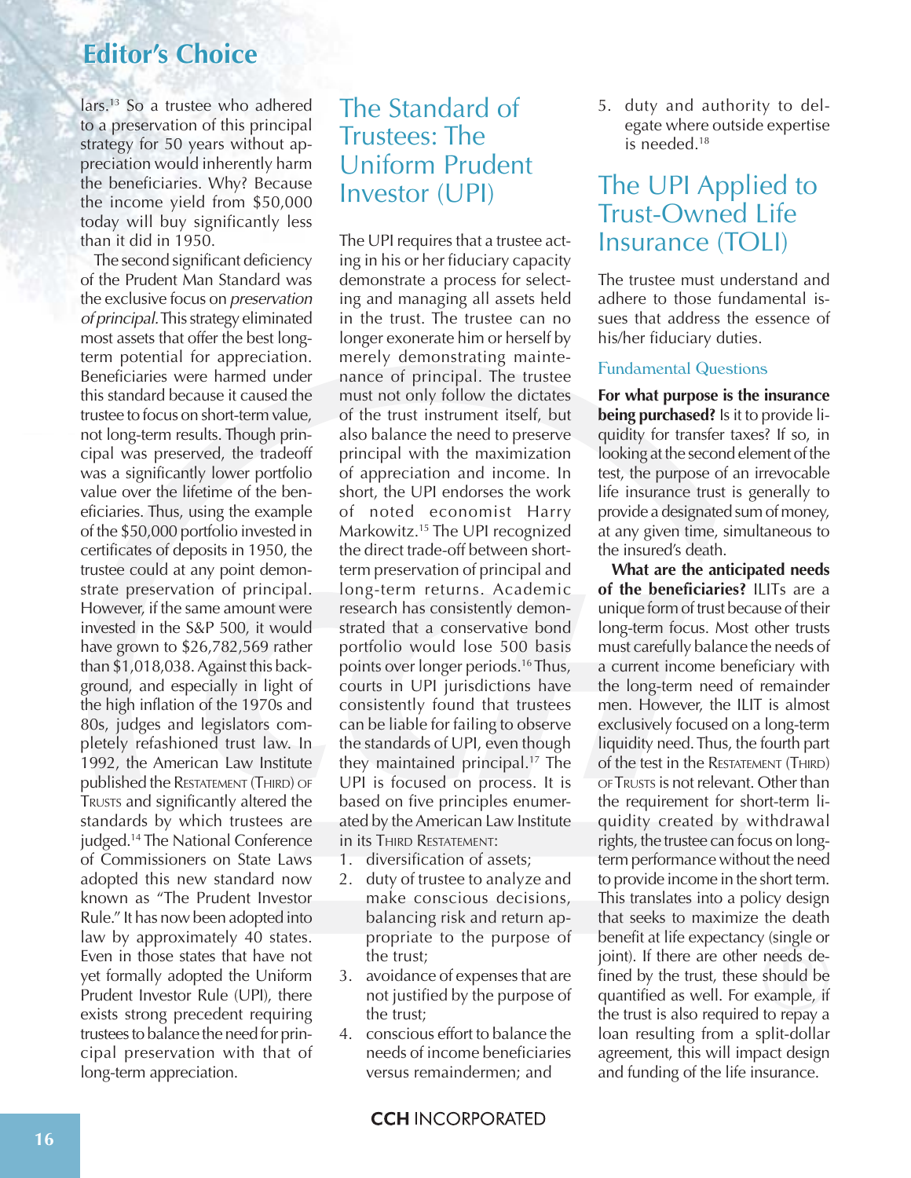lars.[13] So a trustee who adhered to a preservation of this principal strategy for 50 years without appreciation would inherently harm the beneficiaries. Why? Because the income yield from $50,000 today will buy significantly less than it did in 1950.

The second significant deficiency of the Prudent Man Standard was the exclusive focus on *preservation of principal*. This strategy eliminated most assets that offer the best long-term potential for appreciation. Beneficiaries were harmed under this standard because it caused the trustee to focus on short-term value, not long-term results. Though principal was preserved, the tradeoff was a significantly lower portfolio value over the lifetime of the beneficiaries. Thus, using the example of the $50,000 portfolio invested in certificates of deposits in 1950, the trustee could at any point demonstrate preservation of principal. However, if the same amount were invested in the S&P 500, it would have grown to $26,782,569 rather than $1,018,038. Against this background, and especially in light of the high inflation of the 1970s and 80s, judges and legislators completely refashioned trust law. In 1992, the American Law Institute published the RESTATEMENT (THIRD) OF TRUSTS and significantly altered the standards by which trustees are judged.[14] The National Conference of Commissioners on State Laws adopted this new standard now known as "The Prudent Investor Rule." It has now been adopted into law by approximately 40 states. Even in those states that have not yet formally adopted the Uniform Prudent Investor Rule (UPI), there exists strong precedent requiring trustees to balance the need for principal preservation with that of long-term appreciation.

## The Standard of Trustees: The Uniform Prudent Investor (UPI)

The UPI requires that a trustee acting in his or her fiduciary capacity demonstrate a process for selecting and managing all assets held in the trust. The trustee can no longer exonerate him or herself by merely demonstrating maintenance of principal. The trustee must not only follow the dictates of the trust instrument itself, but also balance the need to preserve principal with the maximization of appreciation and income. In short, the UPI endorses the work of noted economist Harry Markowitz.[15] The UPI recognized the direct trade-off between short-term preservation of principal and long-term returns. Academic research has consistently demonstrated that a conservative bond portfolio would lose 500 basis points over longer periods.[16] Thus, courts in UPI jurisdictions have consistently found that trustees can be liable for failing to observe the standards of UPI, even though they maintained principal.[17] The UPI is focused on process. It is based on five principles enumerated by the American Law Institute in its THIRD RESTATEMENT:

1. diversification of assets;
2. duty of trustee to analyze and make conscious decisions, balancing risk and return appropriate to the purpose of the trust;
3. avoidance of expenses that are not justified by the purpose of the trust;
4. conscious effort to balance the needs of income beneficiaries versus remaindermen; and
5. duty and authority to delegate where outside expertise is needed.[18]

## The UPI Applied to Trust-Owned Life Insurance (TOLI)

The trustee must understand and adhere to those fundamental issues that address the essence of his/her fiduciary duties.

### Fundamental Questions

**For what purpose is the insurance being purchased?** Is it to provide liquidity for transfer taxes? If so, in looking at the second element of the test, the purpose of an irrevocable life insurance trust is generally to provide a designated sum of money, at any given time, simultaneous to the insured's death.

**What are the anticipated needs of the beneficiaries?** ILITs are a unique form of trust because of their long-term focus. Most other trusts must carefully balance the needs of a current income beneficiary with the long-term need of remaindermen. However, the ILIT is almost exclusively focused on a long-term liquidity need. Thus, the fourth part of the test in the RESTATEMENT (THIRD) OF TRUSTS is not relevant. Other than the requirement for short-term liquidity created by withdrawal rights, the trustee can focus on long-term performance without the need to provide income in the short term. This translates into a policy design that seeks to maximize the death benefit at life expectancy (single or joint). If there are other needs defined by the trust, these should be quantified as well. For example, if the trust is also required to repay a loan resulting from a split-dollar agreement, this will impact design and funding of the life insurance.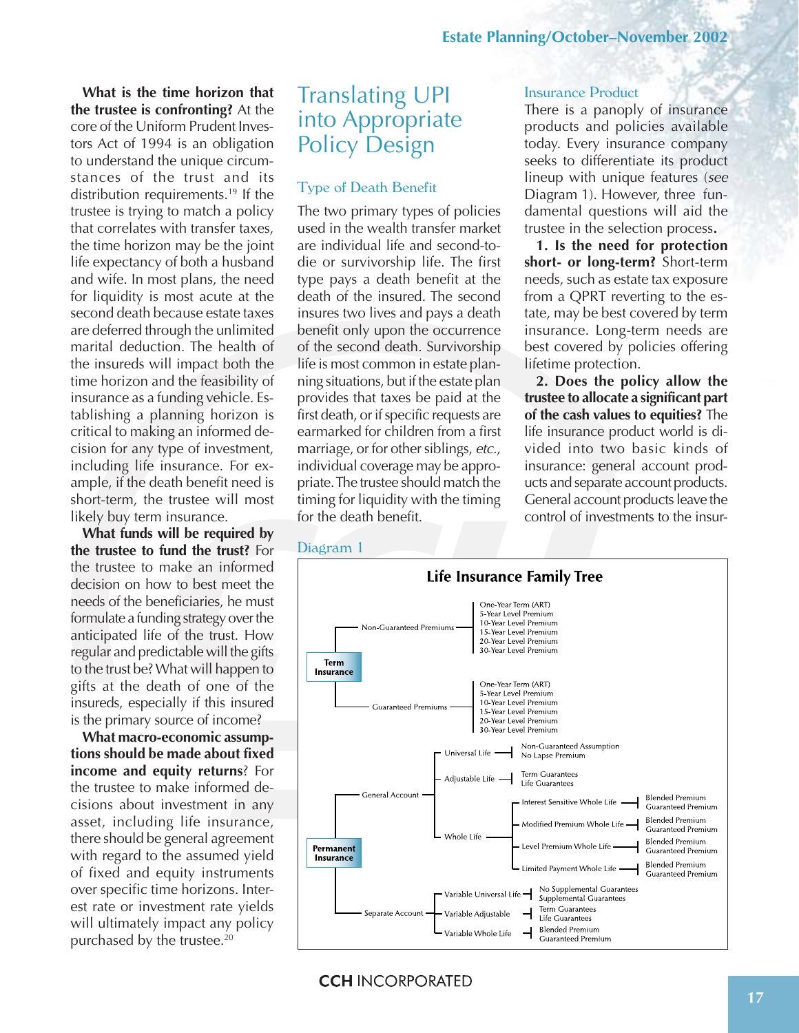**What is the time horizon that the trustee is confronting?** At the core of the Uniform Prudent Investors Act of 1994 is an obligation to understand the unique circumstances of the trust and its distribution requirements.[19] If the trustee is trying to match a policy that correlates with transfer taxes, the time horizon may be the joint life expectancy of both a husband and wife. In most plans, the need for liquidity is most acute at the second death because estate taxes are deferred through the unlimited marital deduction. The health of the insureds will impact both the time horizon and the feasibility of insurance as a funding vehicle. Establishing a planning horizon is critical to making an informed decision for any type of investment, including life insurance. For example, if the death benefit need is short-term, the trustee will most likely buy term insurance.

**What funds will be required by the trustee to fund the trust?** For the trustee to make an informed decision on how to best meet the needs of the beneficiaries, he must formulate a funding strategy over the anticipated life of the trust. How regular and predictable will the gifts to the trust be? What will happen to gifts at the death of one of the insureds, especially if this insured is the primary source of income?

**What macro-economic assumptions should be made about fixed income and equity returns?** For the trustee to make informed decisions about investment in any asset, including life insurance, there should be general agreement with regard to the assumed yield of fixed and equity instruments over specific time horizons. Interest rate or investment rate yields will ultimately impact any policy purchased by the trustee.[20]

# Translating UPI into Appropriate Policy Design

## Type of Death Benefit

The two primary types of policies used in the wealth transfer market are individual life and second-to-die or survivorship life. The first type pays a death benefit at the death of the insured. The second insures two lives and pays a death benefit only upon the occurrence of the second death. Survivorship life is most common in estate planning situations, but if the estate plan provides that taxes be paid at the first death, or if specific requests are earmarked for children from a first marriage, or for other siblings, *etc.*, individual coverage may be appropriate. The trustee should match the timing for liquidity with the timing for the death benefit.

## Insurance Product

There is a panoply of insurance products and policies available today. Every insurance company seeks to differentiate its product lineup with unique features (*see* Diagram 1). However, three fundamental questions will aid the trustee in the selection process.

**1. Is the need for protection short- or long-term?** Short-term needs, such as estate tax exposure from a QPRT reverting to the estate, may be best covered by term insurance. Long-term needs are best covered by policies offering lifetime protection.

**2. Does the policy allow the trustee to allocate a significant part of the cash values to equities?** The life insurance product world is divided into two basic kinds of insurance: general account products and separate account products. General account products leave the control of investments to the insur-

Diagram 1

**Life Insurance Family Tree**

- **Term Insurance**
  - Non-Guaranteed Premiums
    - One-Year Term (ART)
    - 5-Year Level Premium
    - 10-Year Level Premium
    - 15-Year Level Premium
    - 20-Year Level Premium
    - 30-Year Level Premium
  - Guaranteed Premiums
    - One-Year Term (ART)
    - 5-Year Level Premium
    - 10-Year Level Premium
    - 15-Year Level Premium
    - 20-Year Level Premium
    - 30-Year Level Premium
- **Permanent Insurance**
  - General Account
    - Universal Life
      - Non-Guaranteed Assumption
      - No Lapse Premium
    - Adjustable Life
      - Term Guarantees
      - Life Guarantees
    - Whole Life
      - Interest Sensitive Whole Life
        - Blended Premium
        - Guaranteed Premium
      - Modified Premium Whole Life
        - Blended Premium
        - Guaranteed Premium
      - Level Premium Whole Life
        - Blended Premium
        - Guaranteed Premium
      - Limited Payment Whole Life
        - Blended Premium
        - Guaranteed Premium
  - Separate Account
    - Variable Universal Life
      - No Supplemental Guarantees
      - Supplemental Guarantees
    - Variable Adjustable
      - Term Guarantees
      - Life Guarantees
    - Variable Whole Life
      - Blended Premium
      - Guaranteed Premium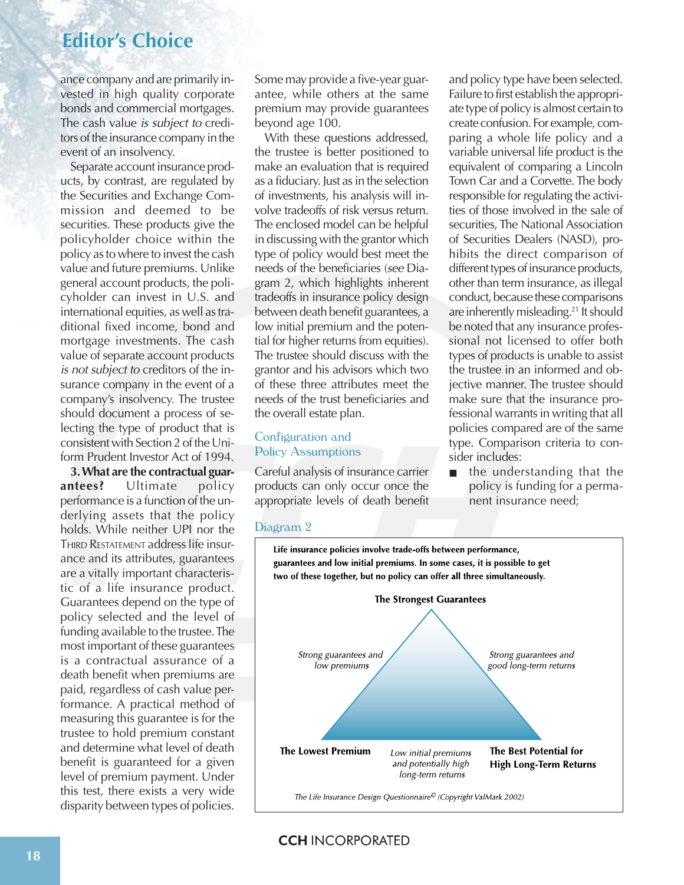ance company and are primarily invested in high quality corporate bonds and commercial mortgages. The cash value *is subject to* creditors of the insurance company in the event of an insolvency.

Separate account insurance products, by contrast, are regulated by the Securities and Exchange Commission and deemed to be securities. These products give the policyholder choice within the policy as to where to invest the cash value and future premiums. Unlike general account products, the policyholder can invest in U.S. and international equities, as well as traditional fixed income, bond and mortgage investments. The cash value of separate account products *is not subject to* creditors of the insurance company in the event of a company's insolvency. The trustee should document a process of selecting the type of product that is consistent with Section 2 of the Uniform Prudent Investor Act of 1994.

**3. What are the contractual guarantees?** Ultimate policy performance is a function of the underlying assets that the policy holds. While neither UPI nor the THIRD RESTATEMENT address life insurance and its attributes, guarantees are a vitally important characteristic of a life insurance product. Guarantees depend on the type of policy selected and the level of funding available to the trustee. The most important of these guarantees is a contractual assurance of a death benefit when premiums are paid, regardless of cash value performance. A practical method of measuring this guarantee is for the trustee to hold premium constant and determine what level of death benefit is guaranteed for a given level of premium payment. Under this test, there exists a very wide disparity between types of policies. Some may provide a five-year guarantee, while others at the same premium may provide guarantees beyond age 100.

With these questions addressed, the trustee is better positioned to make an evaluation that is required as a fiduciary. Just as in the selection of investments, his analysis will involve tradeoffs of risk versus return. The enclosed model can be helpful in discussing with the grantor which type of policy would best meet the needs of the beneficiaries (*see* Diagram 2, which highlights inherent tradeoffs in insurance policy design between death benefit guarantees, a low initial premium and the potential for higher returns from equities). The trustee should discuss with the grantor and his advisors which two of these three attributes meet the needs of the trust beneficiaries and the overall estate plan.

## Configuration and Policy Assumptions

Careful analysis of insurance carrier products can only occur once the appropriate levels of death benefit and policy type have been selected. Failure to first establish the appropriate type of policy is almost certain to create confusion. For example, comparing a whole life policy and a variable universal life product is the equivalent of comparing a Lincoln Town Car and a Corvette. The body responsible for regulating the activities of those involved in the sale of securities, The National Association of Securities Dealers (NASD), prohibits the direct comparison of different types of insurance products, other than term insurance, as illegal conduct, because these comparisons are inherently misleading.[21] It should be noted that any insurance professional not licensed to offer both types of products is unable to assist the trustee in an informed and objective manner. The trustee should make sure that the insurance professional warrants in writing that all policies compared are of the same type. Comparison criteria to consider includes:

- the understanding that the policy is funding for a permanent insurance need;

### Diagram 2

**Life insurance policies involve trade-offs between performance, guarantees and low initial premiums. In some cases, it is possible to get two of these together, but no policy can offer all three simultaneously.**

**The Strongest Guarantees**

*Strong guarantees and low premiums*

*Strong guarantees and good long-term returns*

**The Lowest Premium**

*Low initial premiums and potentially high long-term returns*

**The Best Potential for High Long-Term Returns**

*The Life Insurance Design Questionnaire© (Copyright ValMark 2002)*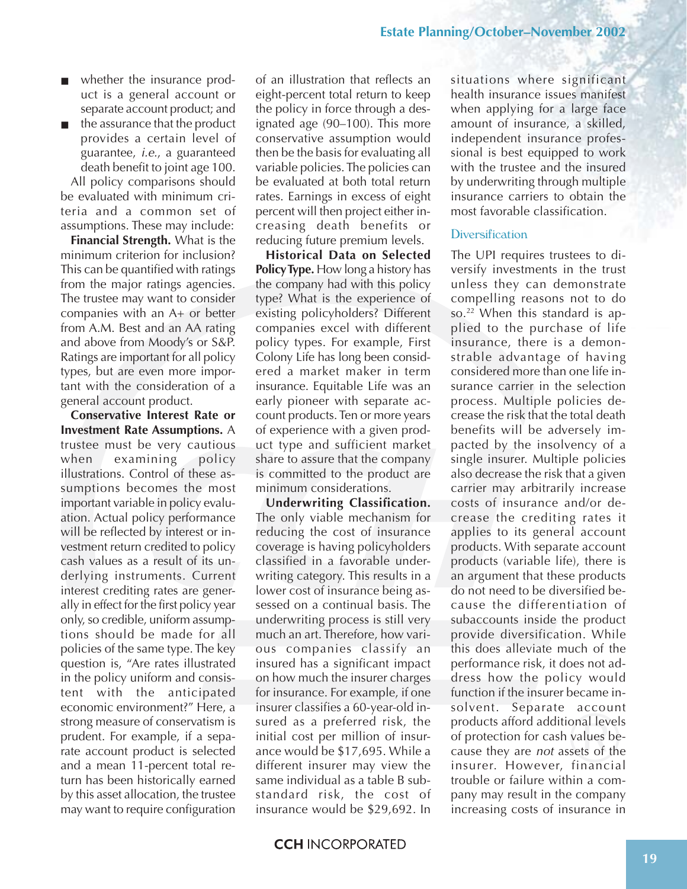- whether the insurance product is a general account or separate account product; and
- the assurance that the product provides a certain level of guarantee, *i.e.*, a guaranteed death benefit to joint age 100.

All policy comparisons should be evaluated with minimum criteria and a common set of assumptions. These may include:

**Financial Strength.** What is the minimum criterion for inclusion? This can be quantified with ratings from the major ratings agencies. The trustee may want to consider companies with an A+ or better from A.M. Best and an AA rating and above from Moody's or S&P. Ratings are important for all policy types, but are even more important with the consideration of a general account product.

**Conservative Interest Rate or Investment Rate Assumptions.** A trustee must be very cautious when examining policy illustrations. Control of these assumptions becomes the most important variable in policy evaluation. Actual policy performance will be reflected by interest or investment return credited to policy cash values as a result of its underlying instruments. Current interest crediting rates are generally in effect for the first policy year only, so credible, uniform assumptions should be made for all policies of the same type. The key question is, "Are rates illustrated in the policy uniform and consistent with the anticipated economic environment?" Here, a strong measure of conservatism is prudent. For example, if a separate account product is selected and a mean 11-percent total return has been historically earned by this asset allocation, the trustee may want to require configuration of an illustration that reflects an eight-percent total return to keep the policy in force through a designated age (90–100). This more conservative assumption would then be the basis for evaluating all variable policies. The policies can be evaluated at both total return rates. Earnings in excess of eight percent will then project either increasing death benefits or reducing future premium levels.

**Historical Data on Selected Policy Type.** How long a history has the company had with this policy type? What is the experience of existing policyholders? Different companies excel with different policy types. For example, First Colony Life has long been considered a market maker in term insurance. Equitable Life was an early pioneer with separate account products. Ten or more years of experience with a given product type and sufficient market share to assure that the company is committed to the product are minimum considerations.

**Underwriting Classification.** The only viable mechanism for reducing the cost of insurance coverage is having policyholders classified in a favorable underwriting category. This results in a lower cost of insurance being assessed on a continual basis. The underwriting process is still very much an art. Therefore, how various companies classify an insured has a significant impact on how much the insurer charges for insurance. For example, if one insurer classifies a 60-year-old insured as a preferred risk, the initial cost per million of insurance would be $17,695. While a different insurer may view the same individual as a table B substandard risk, the cost of insurance would be $29,692. In situations where significant health insurance issues manifest when applying for a large face amount of insurance, a skilled, independent insurance professional is best equipped to work with the trustee and the insured by underwriting through multiple insurance carriers to obtain the most favorable classification.

## Diversification

The UPI requires trustees to diversify investments in the trust unless they can demonstrate compelling reasons not to do so.[22] When this standard is applied to the purchase of life insurance, there is a demonstrable advantage of having considered more than one life insurance carrier in the selection process. Multiple policies decrease the risk that the total death benefits will be adversely impacted by the insolvency of a single insurer. Multiple policies also decrease the risk that a given carrier may arbitrarily increase costs of insurance and/or decrease the crediting rates it applies to its general account products. With separate account products (variable life), there is an argument that these products do not need to be diversified because the differentiation of subaccounts inside the product provide diversification. While this does alleviate much of the performance risk, it does not address how the policy would function if the insurer became insolvent. Separate account products afford additional levels of protection for cash values because they are *not* assets of the insurer. However, financial trouble or failure within a company may result in the company increasing costs of insurance in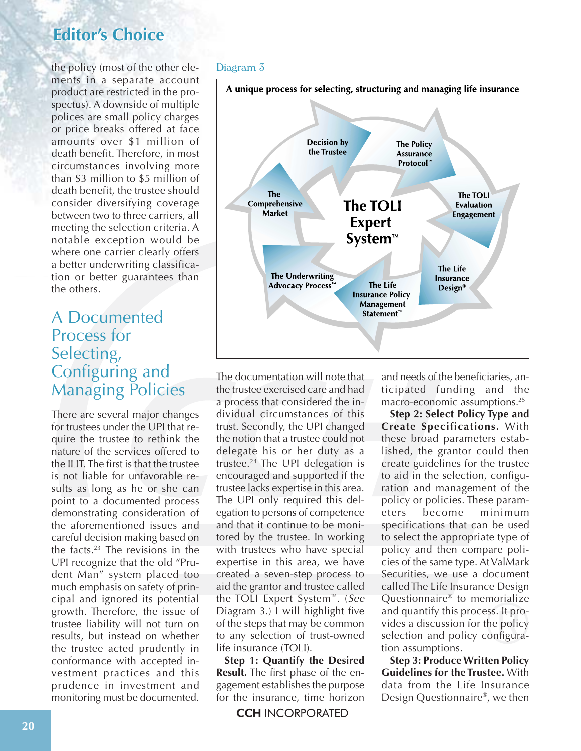the policy (most of the other elements in a separate account product are restricted in the prospectus). A downside of multiple polices are small policy charges or price breaks offered at face amounts over $1 million of death benefit. Therefore, in most circumstances involving more than $3 million to $5 million of death benefit, the trustee should consider diversifying coverage between two to three carriers, all meeting the selection criteria. A notable exception would be where one carrier clearly offers a better underwriting classification or better guarantees than the others.

## A Documented Process for Selecting, Configuring and Managing Policies

There are several major changes for trustees under the UPI that require the trustee to rethink the nature of the services offered to the ILIT. The first is that the trustee is not liable for unfavorable results as long as he or she can point to a documented process demonstrating consideration of the aforementioned issues and careful decision making based on the facts.[23] The revisions in the UPI recognize that the old "Prudent Man" system placed too much emphasis on safety of principal and ignored its potential growth. Therefore, the issue of trustee liability will not turn on results, but instead on whether the trustee acted prudently in conformance with accepted investment practices and this prudence in investment and monitoring must be documented.

Diagram 3

**A unique process for selecting, structuring and managing life insurance**

**The TOLI Expert System™**

- Decision by the Trustee
- The Policy Assurance Protocol™
- The TOLI Evaluation Engagement
- The Life Insurance Design®
- The Life Insurance Policy Management Statement™
- The Underwriting Advocacy Process™
- The Comprehensive Market

The documentation will note that the trustee exercised care and had a process that considered the individual circumstances of this trust. Secondly, the UPI changed the notion that a trustee could not delegate his or her duty as a trustee.[24] The UPI delegation is encouraged and supported if the trustee lacks expertise in this area. The UPI only required this delegation to persons of competence and that it continue to be monitored by the trustee. In working with trustees who have special expertise in this area, we have created a seven-step process to aid the grantor and trustee called the TOLI Expert System™. (*See* Diagram 3.) I will highlight five of the steps that may be common to any selection of trust-owned life insurance (TOLI).

**Step 1: Quantify the Desired Result.** The first phase of the engagement establishes the purpose for the insurance, time horizon and needs of the beneficiaries, anticipated funding and the macro-economic assumptions.[25]

**Step 2: Select Policy Type and Create Specifications.** With these broad parameters established, the grantor could then create guidelines for the trustee to aid in the selection, configuration and management of the policy or policies. These parameters become minimum specifications that can be used to select the appropriate type of policy and then compare policies of the same type. At ValMark Securities, we use a document called The Life Insurance Design Questionnaire® to memorialize and quantify this process. It provides a discussion for the policy selection and policy configuration assumptions.

**Step 3: Produce Written Policy Guidelines for the Trustee.** With data from the Life Insurance Design Questionnaire®, we then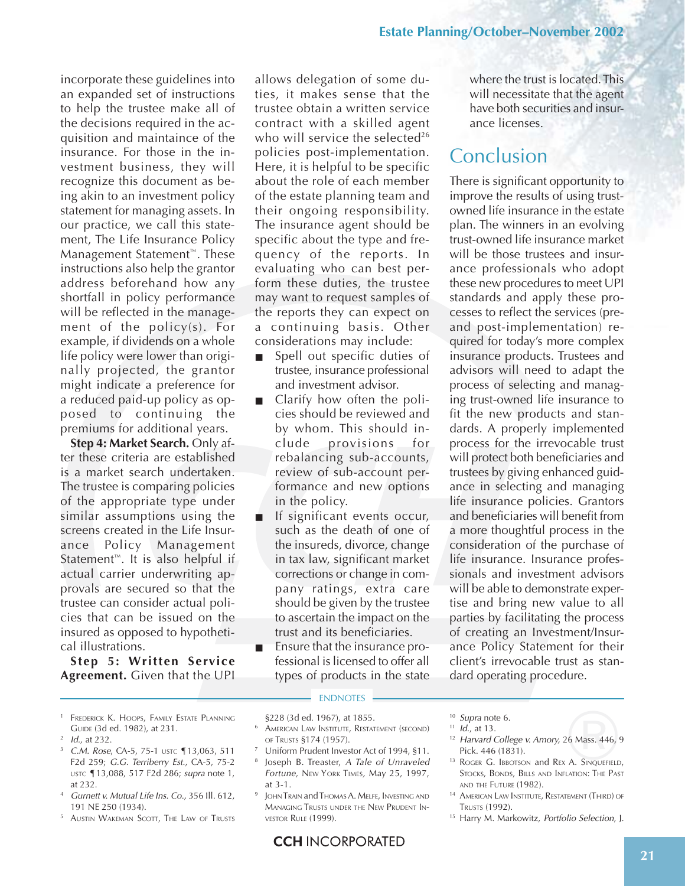incorporate these guidelines into an expanded set of instructions to help the trustee make all of the decisions required in the acquisition and maintenance of the insurance. For those in the investment business, they will recognize this document as being akin to an investment policy statement for managing assets. In our practice, we call this statement, The Life Insurance Policy Management Statement™. These instructions also help the grantor address beforehand how any shortfall in policy performance will be reflected in the management of the policy(s). For example, if dividends on a whole life policy were lower than originally projected, the grantor might indicate a preference for a reduced paid-up policy as opposed to continuing the premiums for additional years.

**Step 4: Market Search.** Only after these criteria are established is a market search undertaken. The trustee is comparing policies of the appropriate type under similar assumptions using the screens created in the Life Insurance Policy Management Statement™. It is also helpful if actual carrier underwriting approvals are secured so that the trustee can consider actual policies that can be issued on the insured as opposed to hypothetical illustrations.

**Step 5: Written Service Agreement.** Given that the UPI allows delegation of some duties, it makes sense that the trustee obtain a written service contract with a skilled agent who will service the selected[26] policies post-implementation. Here, it is helpful to be specific about the role of each member of the estate planning team and their ongoing responsibility. The insurance agent should be specific about the type and frequency of the reports. In evaluating who can best perform these duties, the trustee may want to request samples of the reports they can expect on a continuing basis. Other considerations may include:

- Spell out specific duties of trustee, insurance professional and investment advisor.
- Clarify how often the policies should be reviewed and by whom. This should include provisions for rebalancing sub-accounts, review of sub-account performance and new options in the policy.
- If significant events occur, such as the death of one of the insureds, divorce, change in tax law, significant market corrections or change in company ratings, extra care should be given by the trustee to ascertain the impact on the trust and its beneficiaries.
- Ensure that the insurance professional is licensed to offer all types of products in the state where the trust is located. This will necessitate that the agent have both securities and insurance licenses.

## Conclusion

There is significant opportunity to improve the results of using trust-owned life insurance in the estate plan. The winners in an evolving trust-owned life insurance market will be those trustees and insurance professionals who adopt these new procedures to meet UPI standards and apply these processes to reflect the services (pre- and post-implementation) required for today's more complex insurance products. Trustees and advisors will need to adapt the process of selecting and managing trust-owned life insurance to fit the new products and standards. A properly implemented process for the irrevocable trust will protect both beneficiaries and trustees by giving enhanced guidance in selecting and managing life insurance policies. Grantors and beneficiaries will benefit from a more thoughtful process in the consideration of the purchase of life insurance. Insurance professionals and investment advisors will be able to demonstrate expertise and bring new value to all parties by facilitating the process of creating an Investment/Insurance Policy Statement for their client's irrevocable trust as standard operating procedure.

---

ENDNOTES

1. Frederick K. Hoops, Family Estate Planning Guide (3d ed. 1982), at 231.
2. *Id.*, at 232.
3. *C.M. Rose*, CA-5, 75-1 USTC ¶13,063, 511 F2d 259; *G.G. Terriberry Est.*, CA-5, 75-2 USTC ¶13,088, 517 F2d 286; *supra* note 1, at 232.
4. *Gurnett v. Mutual Life Ins. Co.*, 356 Ill. 612, 191 NE 250 (1934).
5. Austin Wakeman Scott, The Law of Trusts §228 (3d ed. 1967), at 1855.
6. American Law Institute, Restatement (Second) of Trusts §174 (1957).
7. Uniform Prudent Investor Act of 1994, §11.
8. Joseph B. Treaster, *A Tale of Unraveled Fortune*, New York Times, May 25, 1997, at 3-1.
9. John Train and Thomas A. Melfe, Investing and Managing Trusts under the New Prudent Investor Rule (1999).
10. *Supra* note 6.
11. *Id.*, at 13.
12. *Harvard College v. Amory*, 26 Mass. 446, 9 Pick. 446 (1831).
13. Roger G. Ibbotson and Rex A. Sinquefield, Stocks, Bonds, Bills and Inflation: The Past and the Future (1982).
14. American Law Institute, Restatement (Third) of Trusts (1992).
15. Harry M. Markowitz, *Portfolio Selection*, J.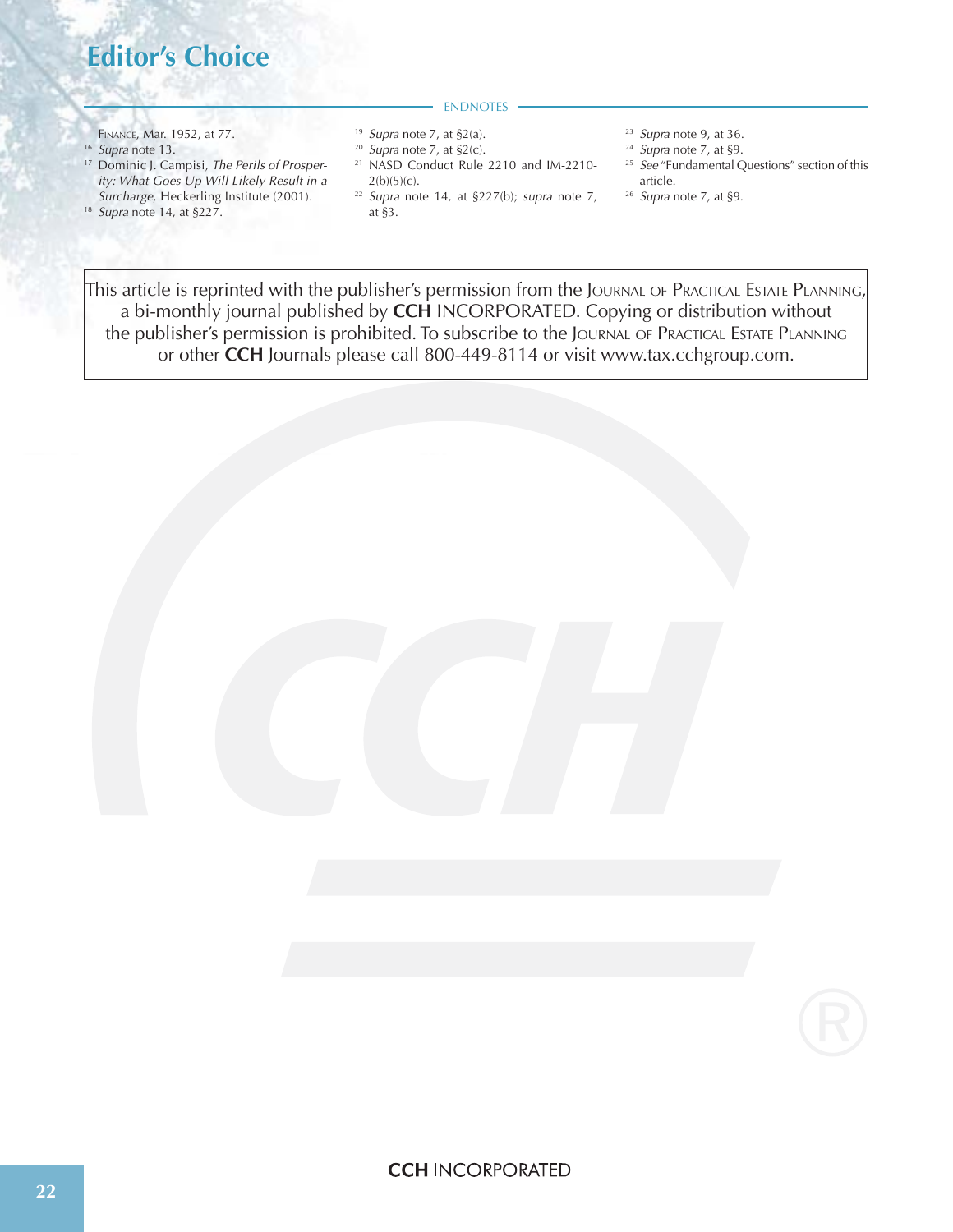## ENDNOTES

FINANCE, Mar. 1952, at 77.

[16] *Supra* note 13.

[17] Dominic J. Campisi, *The Perils of Prosperity: What Goes Up Will Likely Result in a Surcharge*, Heckerling Institute (2001).

[18] *Supra* note 14, at §227.

[19] *Supra* note 7, at §2(a).

[20] *Supra* note 7, at §2(c).

[21] NASD Conduct Rule 2210 and IM-2210-2(b)(5)(c).

[22] *Supra* note 14, at §227(b); *supra* note 7, at §3.

[23] *Supra* note 9, at 36.

[24] *Supra* note 7, at §9.

[25] *See* "Fundamental Questions" section of this article.

[26] *Supra* note 7, at §9.

This article is reprinted with the publisher's permission from the JOURNAL OF PRACTICAL ESTATE PLANNING, a bi-monthly journal published by **CCH** INCORPORATED. Copying or distribution without the publisher's permission is prohibited. To subscribe to the JOURNAL OF PRACTICAL ESTATE PLANNING or other **CCH** Journals please call 800-449-8114 or visit www.tax.cchgroup.com.